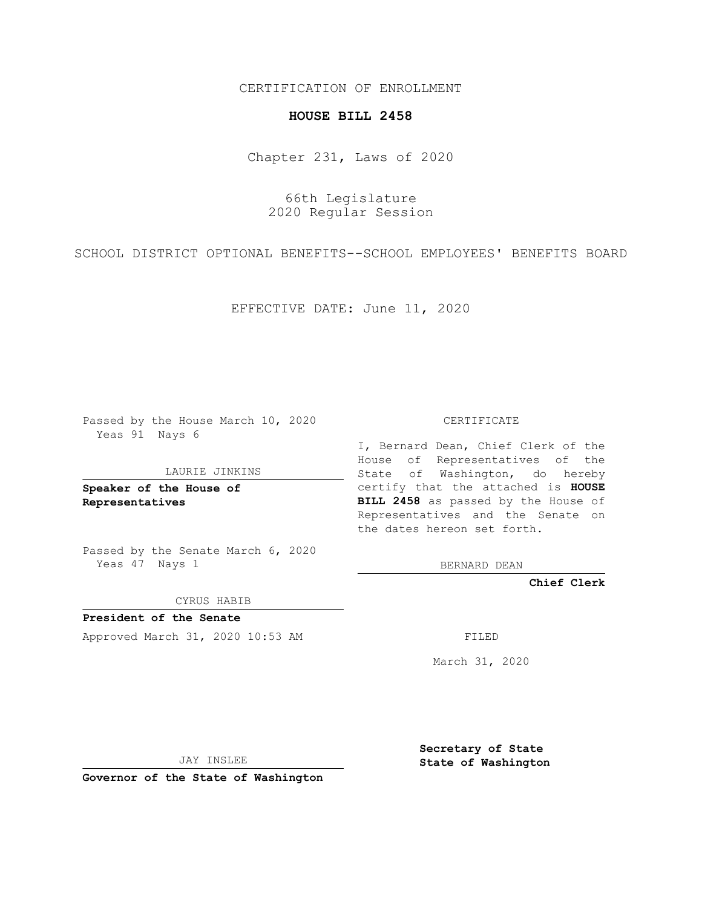CERTIFICATION OF ENROLLMENT

**HOUSE BILL 2458**

Chapter 231, Laws of 2020

66th Legislature
2020 Regular Session

SCHOOL DISTRICT OPTIONAL BENEFITS--SCHOOL EMPLOYEES' BENEFITS BOARD

EFFECTIVE DATE: June 11, 2020

Passed by the House March 10, 2020
Yeas 91 Nays 6

LAURIE JINKINS

**Speaker of the House of Representatives**

Passed by the Senate March 6, 2020
Yeas 47 Nays 1

CYRUS HABIB

**President of the Senate**

Approved March 31, 2020 10:53 AM

JAY INSLEE

**Governor of the State of Washington**

CERTIFICATE

I, Bernard Dean, Chief Clerk of the House of Representatives of the State of Washington, do hereby certify that the attached is **HOUSE BILL 2458** as passed by the House of Representatives and the Senate on the dates hereon set forth.

BERNARD DEAN

**Chief Clerk**

FILED

March 31, 2020

**Secretary of State**
**State of Washington**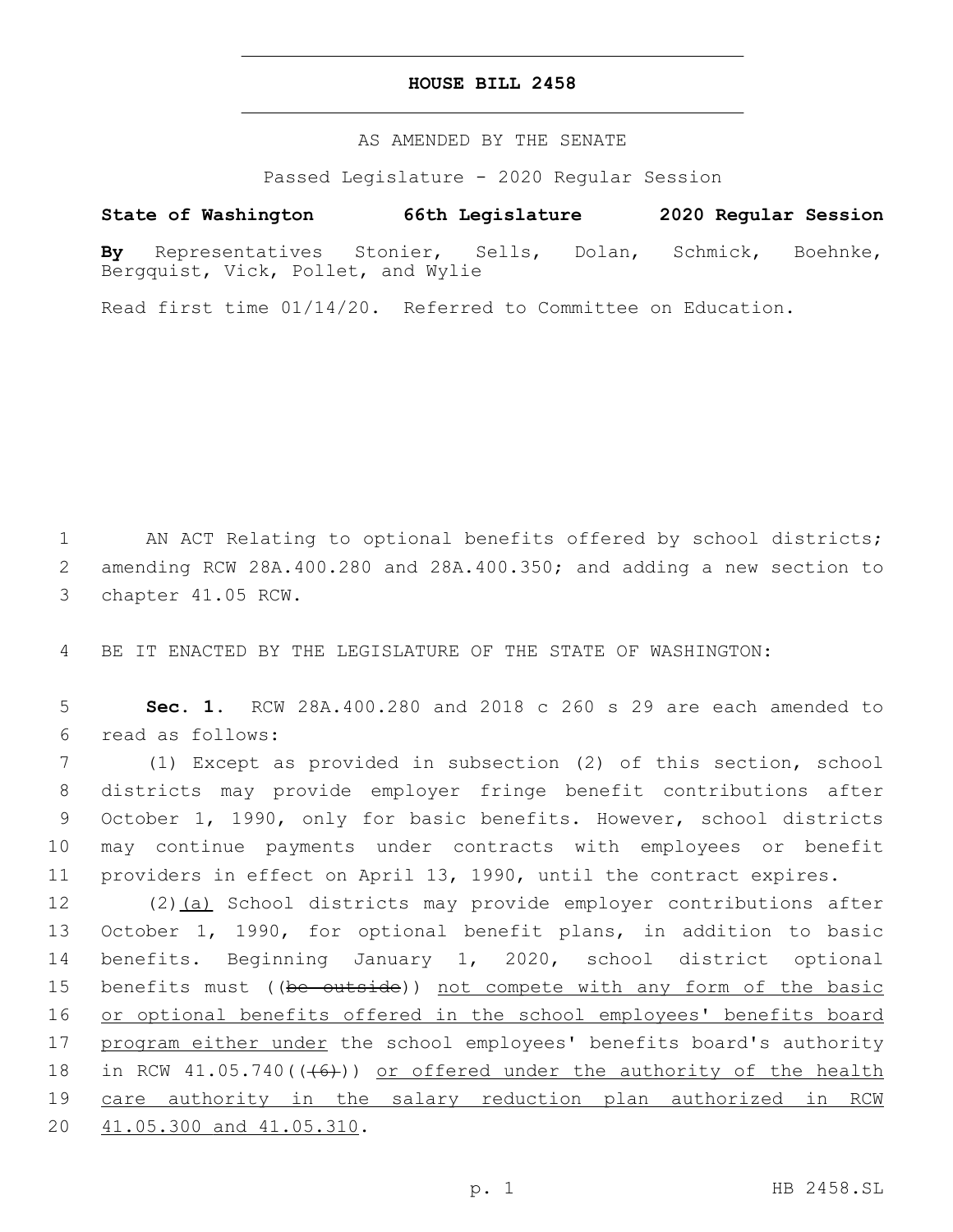# HOUSE BILL 2458

AS AMENDED BY THE SENATE

Passed Legislature - 2020 Regular Session

**State of Washington 66th Legislature 2020 Regular Session**

**By** Representatives Stonier, Sells, Dolan, Schmick, Boehnke, Bergquist, Vick, Pollet, and Wylie

Read first time 01/14/20. Referred to Committee on Education.

1 AN ACT Relating to optional benefits offered by school districts; 2 amending RCW 28A.400.280 and 28A.400.350; and adding a new section to 3 chapter 41.05 RCW.

4 BE IT ENACTED BY THE LEGISLATURE OF THE STATE OF WASHINGTON:

5 **Sec. 1.** RCW 28A.400.280 and 2018 c 260 s 29 are each amended to 6 read as follows:

7 (1) Except as provided in subsection (2) of this section, school 8 districts may provide employer fringe benefit contributions after 9 October 1, 1990, only for basic benefits. However, school districts 10 may continue payments under contracts with employees or benefit 11 providers in effect on April 13, 1990, until the contract expires.

12 (2)<u>(a)</u> School districts may provide employer contributions after 13 October 1, 1990, for optional benefit plans, in addition to basic 14 benefits. Beginning January 1, 2020, school district optional 15 benefits must ((~~be outside~~)) <u>not compete with any form of the basic</u> 16 <u>or optional benefits offered in the school employees' benefits board</u> 17 <u>program either under</u> the school employees' benefits board's authority 18 in RCW 41.05.740((~~(6)~~)) <u>or offered under the authority of the health</u> 19 <u>care authority in the salary reduction plan authorized in RCW</u> 20 <u>41.05.300 and 41.05.310</u>.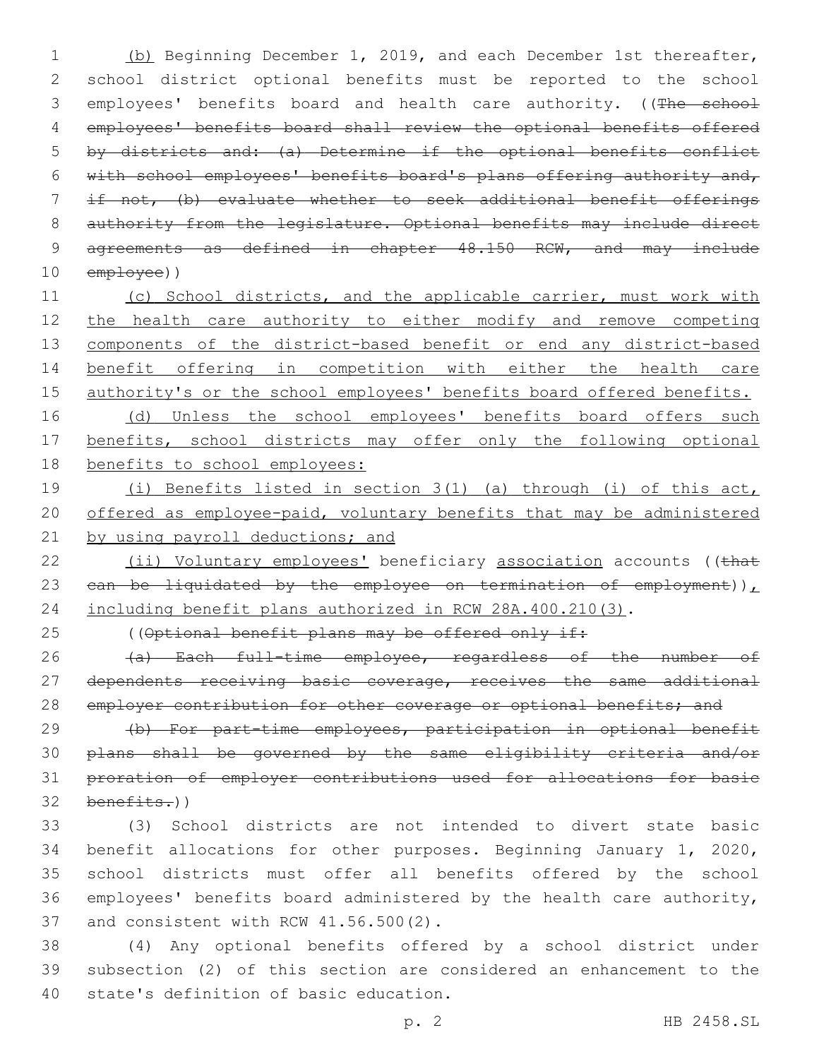(b) Beginning December 1, 2019, and each December 1st thereafter, school district optional benefits must be reported to the school employees' benefits board and health care authority. ((~~The school employees' benefits board shall review the optional benefits offered by districts and: (a) Determine if the optional benefits conflict with school employees' benefits board's plans offering authority and, if not, (b) evaluate whether to seek additional benefit offerings authority from the legislature. Optional benefits may include direct agreements as defined in chapter 48.150 RCW, and may include employee~~))

(c) School districts, and the applicable carrier, must work with the health care authority to either modify and remove competing components of the district-based benefit or end any district-based benefit offering in competition with either the health care authority's or the school employees' benefits board offered benefits.

(d) Unless the school employees' benefits board offers such benefits, school districts may offer only the following optional benefits to school employees:

(i) Benefits listed in section 3(1) (a) through (i) of this act, offered as employee-paid, voluntary benefits that may be administered by using payroll deductions; and

(ii) Voluntary employees' beneficiary association accounts ((~~that can be liquidated by the employee on termination of employment~~)), including benefit plans authorized in RCW 28A.400.210(3).

((~~Optional benefit plans may be offered only if:~~

~~(a) Each full-time employee, regardless of the number of dependents receiving basic coverage, receives the same additional employer contribution for other coverage or optional benefits; and~~

~~(b) For part-time employees, participation in optional benefit plans shall be governed by the same eligibility criteria and/or proration of employer contributions used for allocations for basic benefits.~~))

(3) School districts are not intended to divert state basic benefit allocations for other purposes. Beginning January 1, 2020, school districts must offer all benefits offered by the school employees' benefits board administered by the health care authority, and consistent with RCW 41.56.500(2).

(4) Any optional benefits offered by a school district under subsection (2) of this section are considered an enhancement to the state's definition of basic education.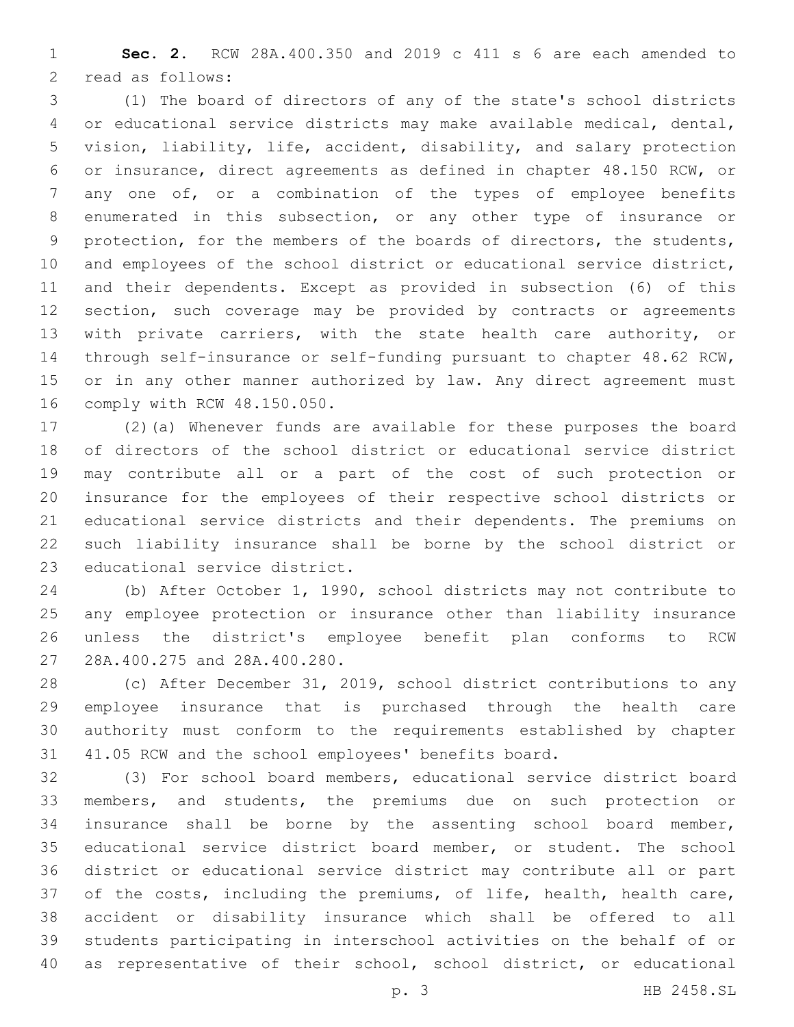**Sec. 2.** RCW 28A.400.350 and 2019 c 411 s 6 are each amended to read as follows:

(1) The board of directors of any of the state's school districts or educational service districts may make available medical, dental, vision, liability, life, accident, disability, and salary protection or insurance, direct agreements as defined in chapter 48.150 RCW, or any one of, or a combination of the types of employee benefits enumerated in this subsection, or any other type of insurance or protection, for the members of the boards of directors, the students, and employees of the school district or educational service district, and their dependents. Except as provided in subsection (6) of this section, such coverage may be provided by contracts or agreements with private carriers, with the state health care authority, or through self-insurance or self-funding pursuant to chapter 48.62 RCW, or in any other manner authorized by law. Any direct agreement must comply with RCW 48.150.050.

(2)(a) Whenever funds are available for these purposes the board of directors of the school district or educational service district may contribute all or a part of the cost of such protection or insurance for the employees of their respective school districts or educational service districts and their dependents. The premiums on such liability insurance shall be borne by the school district or educational service district.

(b) After October 1, 1990, school districts may not contribute to any employee protection or insurance other than liability insurance unless the district's employee benefit plan conforms to RCW 28A.400.275 and 28A.400.280.

(c) After December 31, 2019, school district contributions to any employee insurance that is purchased through the health care authority must conform to the requirements established by chapter 41.05 RCW and the school employees' benefits board.

(3) For school board members, educational service district board members, and students, the premiums due on such protection or insurance shall be borne by the assenting school board member, educational service district board member, or student. The school district or educational service district may contribute all or part of the costs, including the premiums, of life, health, health care, accident or disability insurance which shall be offered to all students participating in interschool activities on the behalf of or as representative of their school, school district, or educational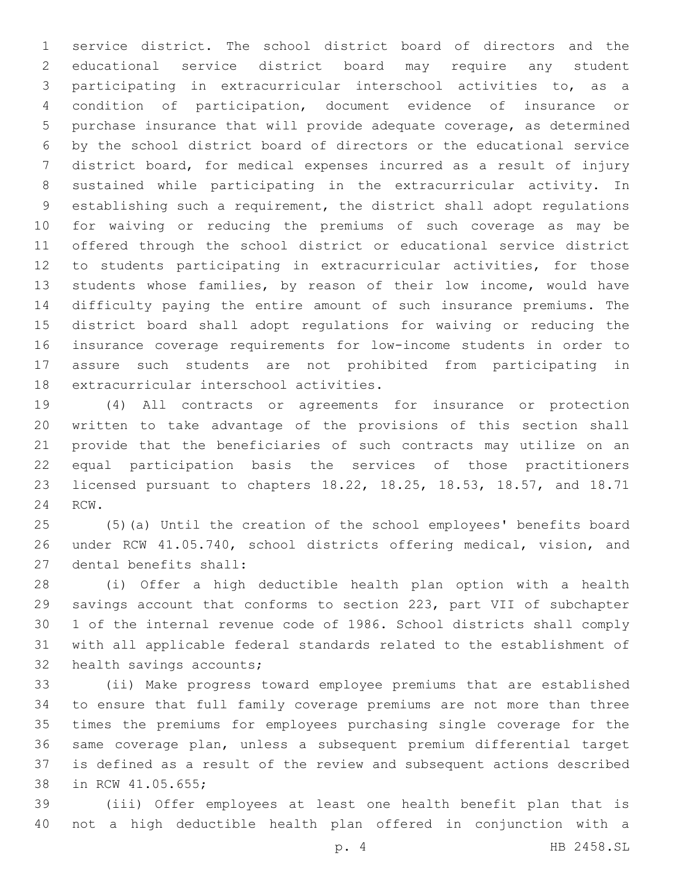service district. The school district board of directors and the educational service district board may require any student participating in extracurricular interschool activities to, as a condition of participation, document evidence of insurance or purchase insurance that will provide adequate coverage, as determined by the school district board of directors or the educational service district board, for medical expenses incurred as a result of injury sustained while participating in the extracurricular activity. In establishing such a requirement, the district shall adopt regulations for waiving or reducing the premiums of such coverage as may be offered through the school district or educational service district to students participating in extracurricular activities, for those students whose families, by reason of their low income, would have difficulty paying the entire amount of such insurance premiums. The district board shall adopt regulations for waiving or reducing the insurance coverage requirements for low-income students in order to assure such students are not prohibited from participating in extracurricular interschool activities.

(4) All contracts or agreements for insurance or protection written to take advantage of the provisions of this section shall provide that the beneficiaries of such contracts may utilize on an equal participation basis the services of those practitioners licensed pursuant to chapters 18.22, 18.25, 18.53, 18.57, and 18.71 RCW.

(5)(a) Until the creation of the school employees' benefits board under RCW 41.05.740, school districts offering medical, vision, and dental benefits shall:

(i) Offer a high deductible health plan option with a health savings account that conforms to section 223, part VII of subchapter 1 of the internal revenue code of 1986. School districts shall comply with all applicable federal standards related to the establishment of health savings accounts;

(ii) Make progress toward employee premiums that are established to ensure that full family coverage premiums are not more than three times the premiums for employees purchasing single coverage for the same coverage plan, unless a subsequent premium differential target is defined as a result of the review and subsequent actions described in RCW 41.05.655;

(iii) Offer employees at least one health benefit plan that is not a high deductible health plan offered in conjunction with a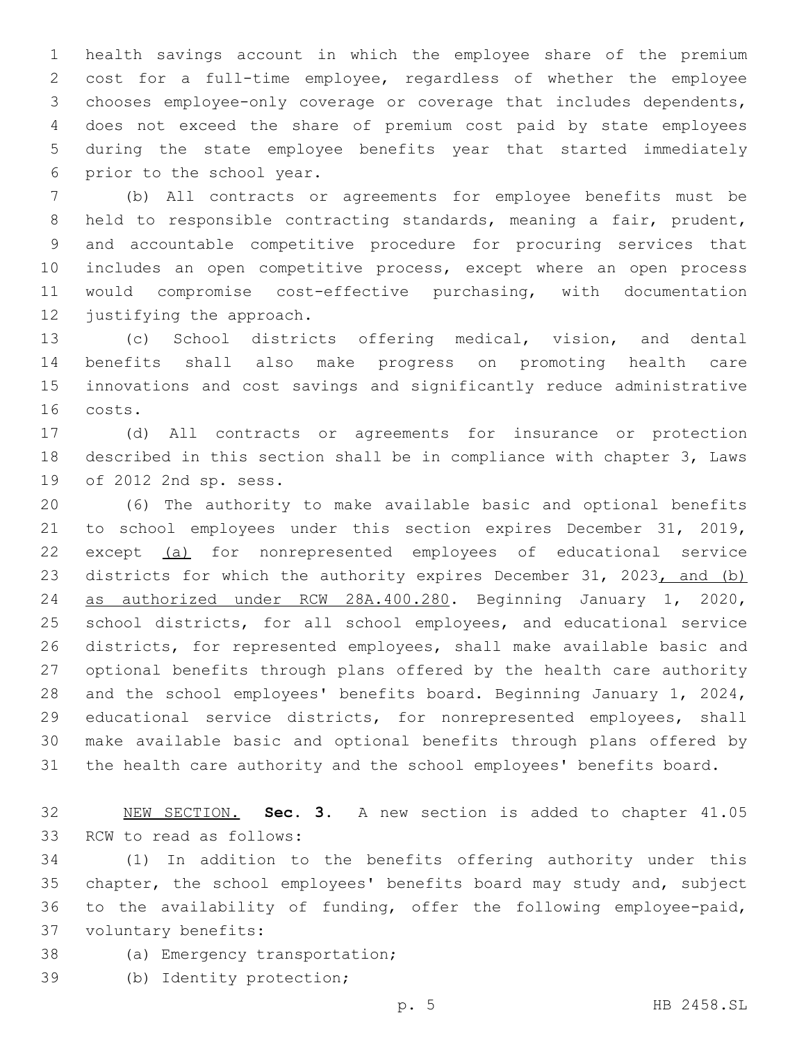health savings account in which the employee share of the premium cost for a full-time employee, regardless of whether the employee chooses employee-only coverage or coverage that includes dependents, does not exceed the share of premium cost paid by state employees during the state employee benefits year that started immediately prior to the school year.

(b) All contracts or agreements for employee benefits must be held to responsible contracting standards, meaning a fair, prudent, and accountable competitive procedure for procuring services that includes an open competitive process, except where an open process would compromise cost-effective purchasing, with documentation justifying the approach.

(c) School districts offering medical, vision, and dental benefits shall also make progress on promoting health care innovations and cost savings and significantly reduce administrative costs.

(d) All contracts or agreements for insurance or protection described in this section shall be in compliance with chapter 3, Laws of 2012 2nd sp. sess.

(6) The authority to make available basic and optional benefits to school employees under this section expires December 31, 2019, except (a) for nonrepresented employees of educational service districts for which the authority expires December 31, 2023, and (b) as authorized under RCW 28A.400.280. Beginning January 1, 2020, school districts, for all school employees, and educational service districts, for represented employees, shall make available basic and optional benefits through plans offered by the health care authority and the school employees' benefits board. Beginning January 1, 2024, educational service districts, for nonrepresented employees, shall make available basic and optional benefits through plans offered by the health care authority and the school employees' benefits board.

NEW SECTION. **Sec. 3.** A new section is added to chapter 41.05 RCW to read as follows:

(1) In addition to the benefits offering authority under this chapter, the school employees' benefits board may study and, subject to the availability of funding, offer the following employee-paid, voluntary benefits:

(a) Emergency transportation;

(b) Identity protection;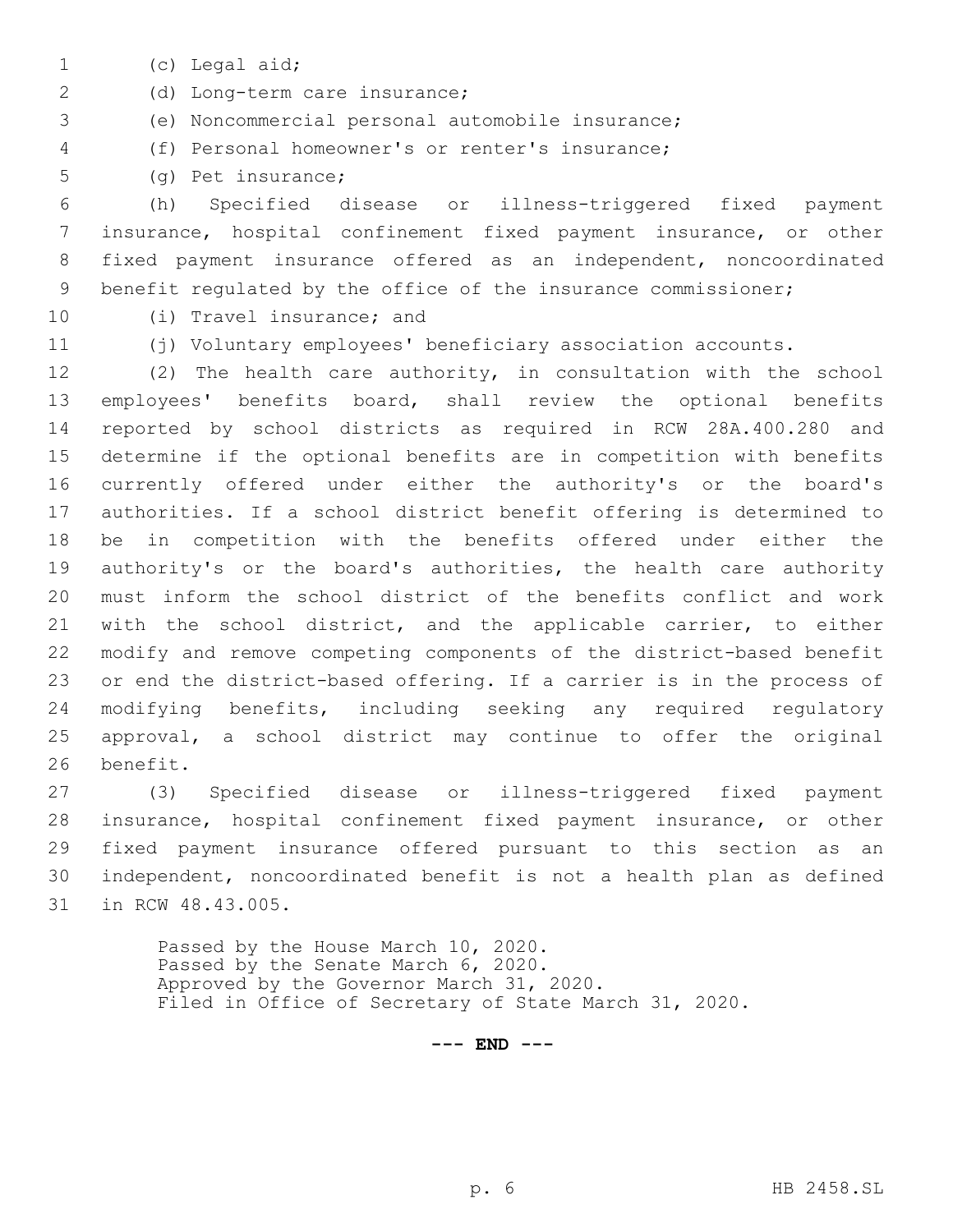(c) Legal aid;

(d) Long-term care insurance;

(e) Noncommercial personal automobile insurance;

(f) Personal homeowner's or renter's insurance;

(g) Pet insurance;

(h) Specified disease or illness-triggered fixed payment insurance, hospital confinement fixed payment insurance, or other fixed payment insurance offered as an independent, noncoordinated benefit regulated by the office of the insurance commissioner;

(i) Travel insurance; and

(j) Voluntary employees' beneficiary association accounts.

(2) The health care authority, in consultation with the school employees' benefits board, shall review the optional benefits reported by school districts as required in RCW 28A.400.280 and determine if the optional benefits are in competition with benefits currently offered under either the authority's or the board's authorities. If a school district benefit offering is determined to be in competition with the benefits offered under either the authority's or the board's authorities, the health care authority must inform the school district of the benefits conflict and work with the school district, and the applicable carrier, to either modify and remove competing components of the district-based benefit or end the district-based offering. If a carrier is in the process of modifying benefits, including seeking any required regulatory approval, a school district may continue to offer the original benefit.

(3) Specified disease or illness-triggered fixed payment insurance, hospital confinement fixed payment insurance, or other fixed payment insurance offered pursuant to this section as an independent, noncoordinated benefit is not a health plan as defined in RCW 48.43.005.

Passed by the House March 10, 2020.
Passed by the Senate March 6, 2020.
Approved by the Governor March 31, 2020.
Filed in Office of Secretary of State March 31, 2020.

**--- END ---**